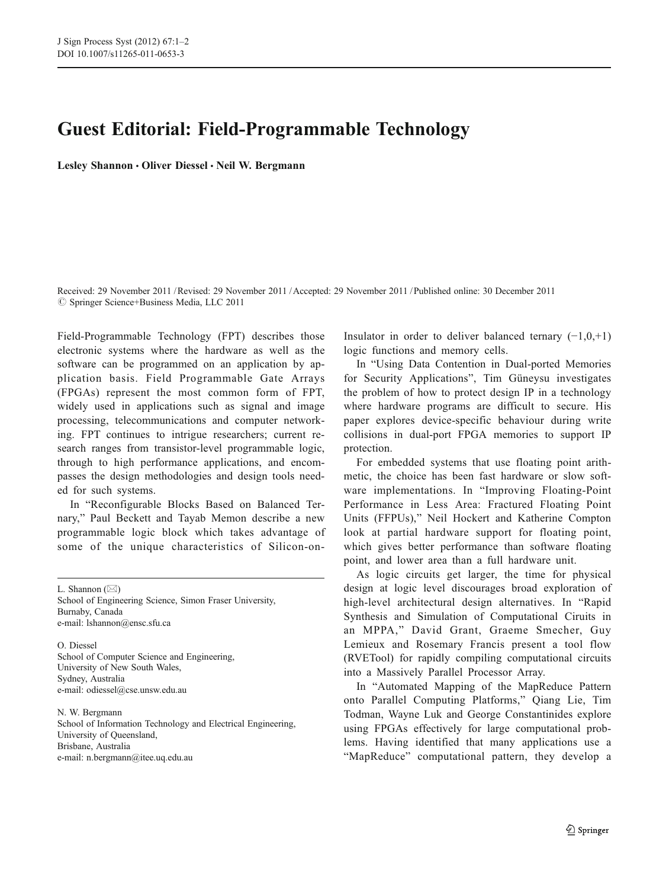# Guest Editorial: Field-Programmable Technology

**Lesley Shannon · Oliver Diessel · Neil W. Bergmann**

Received: 29 November 2011 / Revised: 29 November 2011 / Accepted: 29 November 2011 / Published online: 30 December 2011
© Springer Science+Business Media, LLC 2011

L. Shannon (✉)
School of Engineering Science, Simon Fraser University,
Burnaby, Canada
e-mail: lshannon@ensc.sfu.ca

O. Diessel
School of Computer Science and Engineering,
University of New South Wales,
Sydney, Australia
e-mail: odiessel@cse.unsw.edu.au

N. W. Bergmann
School of Information Technology and Electrical Engineering,
University of Queensland,
Brisbane, Australia
e-mail: n.bergmann@itee.uq.edu.au

Field-Programmable Technology (FPT) describes those electronic systems where the hardware as well as the software can be programmed on an application by application basis. Field Programmable Gate Arrays (FPGAs) represent the most common form of FPT, widely used in applications such as signal and image processing, telecommunications and computer networking. FPT continues to intrigue researchers; current research ranges from transistor-level programmable logic, through to high performance applications, and encompasses the design methodologies and design tools needed for such systems.

In "Reconfigurable Blocks Based on Balanced Ternary," Paul Beckett and Tayab Memon describe a new programmable logic block which takes advantage of some of the unique characteristics of Silicon-on-Insulator in order to deliver balanced ternary (−1,0,+1) logic functions and memory cells.

In "Using Data Contention in Dual-ported Memories for Security Applications", Tim Güneysu investigates the problem of how to protect design IP in a technology where hardware programs are difficult to secure. His paper explores device-specific behaviour during write collisions in dual-port FPGA memories to support IP protection.

For embedded systems that use floating point arithmetic, the choice has been fast hardware or slow software implementations. In "Improving Floating-Point Performance in Less Area: Fractured Floating Point Units (FFPUs)," Neil Hockert and Katherine Compton look at partial hardware support for floating point, which gives better performance than software floating point, and lower area than a full hardware unit.

As logic circuits get larger, the time for physical design at logic level discourages broad exploration of high-level architectural design alternatives. In "Rapid Synthesis and Simulation of Computational Ciruits in an MPPA," David Grant, Graeme Smecher, Guy Lemieux and Rosemary Francis present a tool flow (RVETool) for rapidly compiling computational circuits into a Massively Parallel Processor Array.

In "Automated Mapping of the MapReduce Pattern onto Parallel Computing Platforms," Qiang Lie, Tim Todman, Wayne Luk and George Constantinides explore using FPGAs effectively for large computational problems. Having identified that many applications use a "MapReduce" computational pattern, they develop a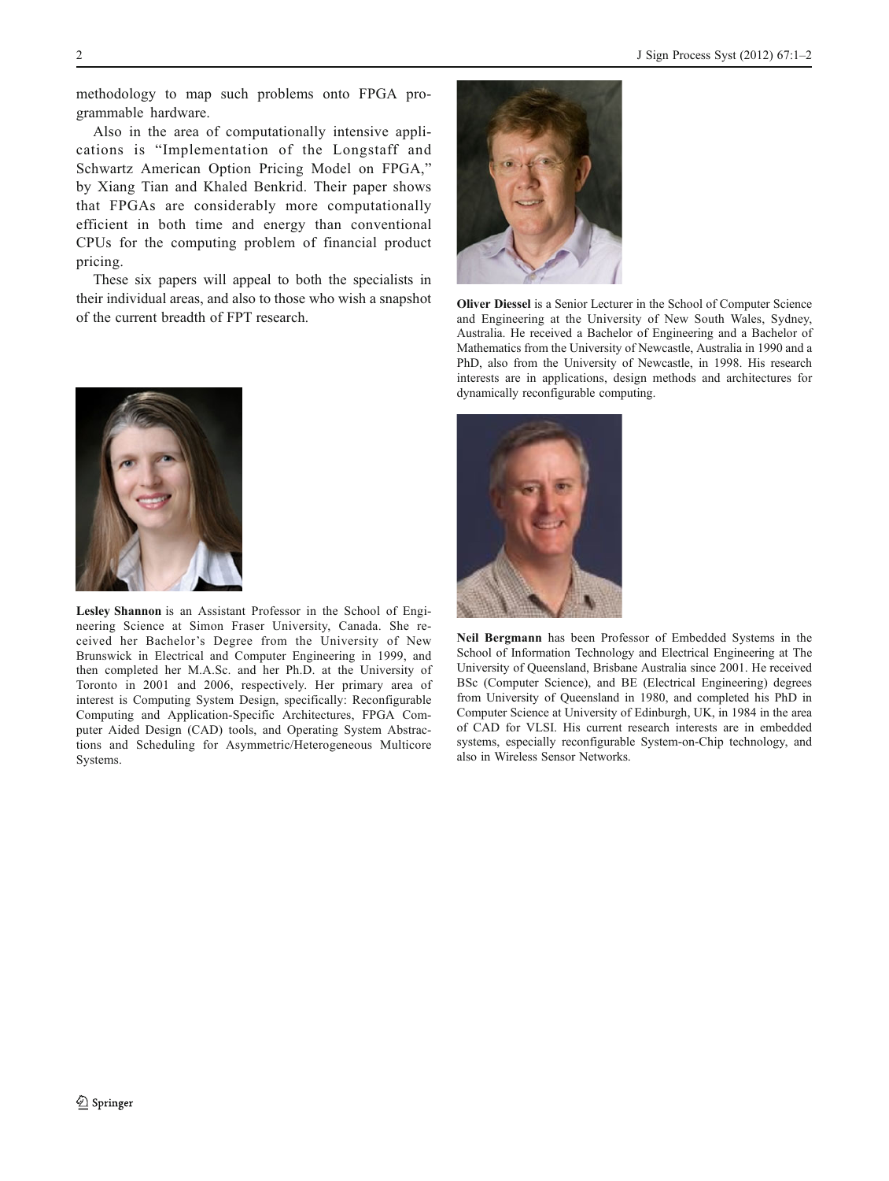methodology to map such problems onto FPGA programmable hardware.

Also in the area of computationally intensive applications is "Implementation of the Longstaff and Schwartz American Option Pricing Model on FPGA," by Xiang Tian and Khaled Benkrid. Their paper shows that FPGAs are considerably more computationally efficient in both time and energy than conventional CPUs for the computing problem of financial product pricing.

These six papers will appeal to both the specialists in their individual areas, and also to those who wish a snapshot of the current breadth of FPT research.

**Lesley Shannon** is an Assistant Professor in the School of Engineering Science at Simon Fraser University, Canada. She received her Bachelor's Degree from the University of New Brunswick in Electrical and Computer Engineering in 1999, and then completed her M.A.Sc. and her Ph.D. at the University of Toronto in 2001 and 2006, respectively. Her primary area of interest is Computing System Design, specifically: Reconfigurable Computing and Application-Specific Architectures, FPGA Computer Aided Design (CAD) tools, and Operating System Abstractions and Scheduling for Asymmetric/Heterogeneous Multicore Systems.

**Oliver Diessel** is a Senior Lecturer in the School of Computer Science and Engineering at the University of New South Wales, Sydney, Australia. He received a Bachelor of Engineering and a Bachelor of Mathematics from the University of Newcastle, Australia in 1990 and a PhD, also from the University of Newcastle, in 1998. His research interests are in applications, design methods and architectures for dynamically reconfigurable computing.

**Neil Bergmann** has been Professor of Embedded Systems in the School of Information Technology and Electrical Engineering at The University of Queensland, Brisbane Australia since 2001. He received BSc (Computer Science), and BE (Electrical Engineering) degrees from University of Queensland in 1980, and completed his PhD in Computer Science at University of Edinburgh, UK, in 1984 in the area of CAD for VLSI. His current research interests are in embedded systems, especially reconfigurable System-on-Chip technology, and also in Wireless Sensor Networks.